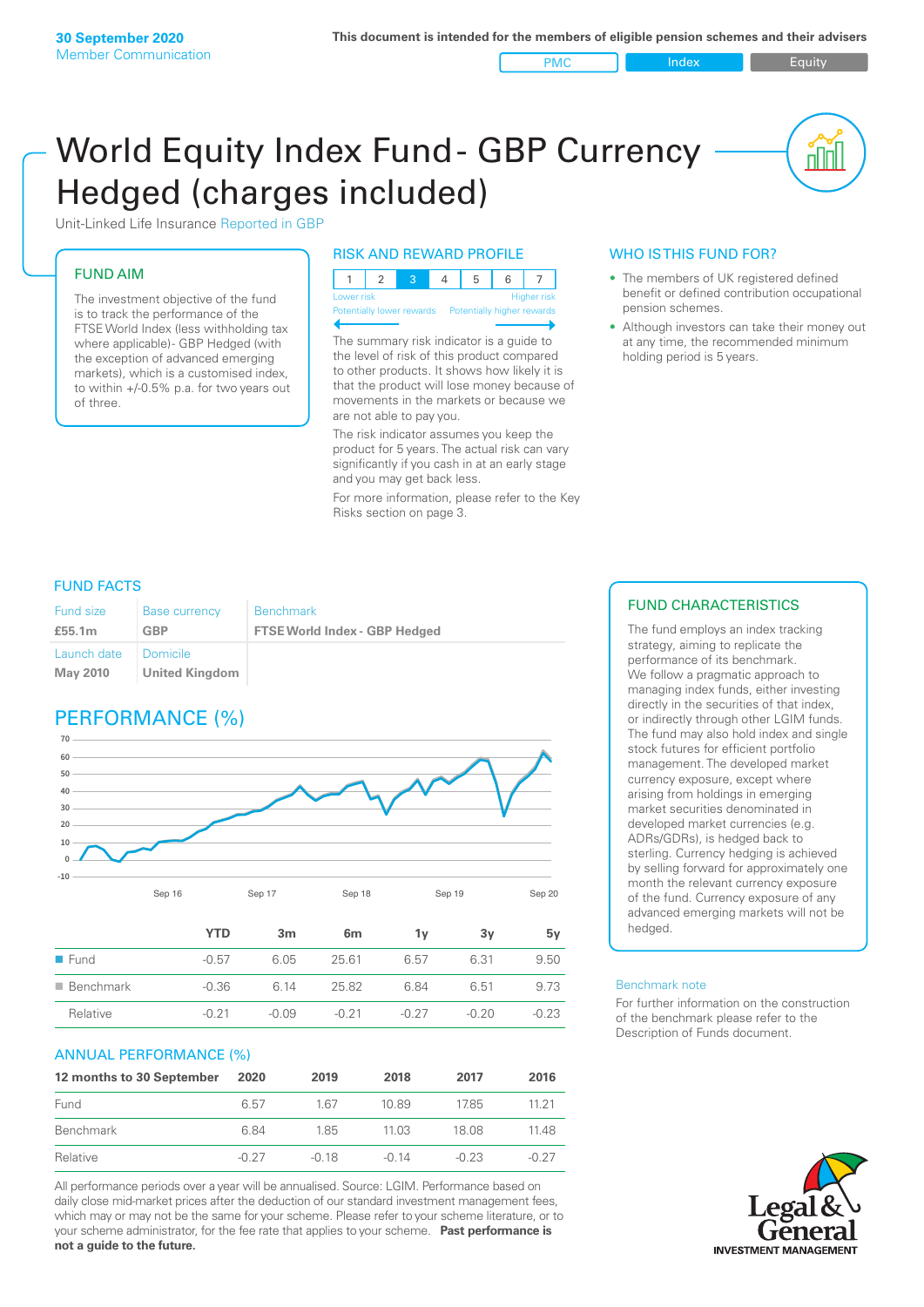**30 September 2020**
Member Communication

This document is intended for the members of eligible pension schemes and their advisers

PMC | Index | Equity

# World Equity Index Fund - GBP Currency Hedged (charges included)

Unit-Linked Life Insurance Reported in GBP

## FUND AIM

The investment objective of the fund is to track the performance of the FTSE World Index (less withholding tax where applicable)- GBP Hedged (with the exception of advanced emerging markets), which is a customised index, to within +/-0.5% p.a. for two years out of three.

## RISK AND REWARD PROFILE

| 1 | 2 | 3 | 4 | 5 | 6 | 7 |
|---|---|---|---|---|---|---|

Lower risk — Higher risk
Potentially lower rewards — Potentially higher rewards

The summary risk indicator is a guide to the level of risk of this product compared to other products. It shows how likely it is that the product will lose money because of movements in the markets or because we are not able to pay you.

The risk indicator assumes you keep the product for 5 years. The actual risk can vary significantly if you cash in at an early stage and you may get back less.

For more information, please refer to the Key Risks section on page 3.

## WHO IS THIS FUND FOR?

- The members of UK registered defined benefit or defined contribution occupational pension schemes.
- Although investors can take their money out at any time, the recommended minimum holding period is 5 years.

## FUND FACTS

| Fund size | Base currency | Benchmark |
|---|---|---|
| **£55.1m** | **GBP** | **FTSE World Index - GBP Hedged** |
| Launch date | Domicile | |
| **May 2010** | **United Kingdom** | |

## PERFORMANCE (%)

| | YTD | 3m | 6m | 1y | 3y | 5y |
|---|---|---|---|---|---|---|
| Fund | -0.57 | 6.05 | 25.61 | 6.57 | 6.31 | 9.50 |
| Benchmark | -0.36 | 6.14 | 25.82 | 6.84 | 6.51 | 9.73 |
| Relative | -0.21 | -0.09 | -0.21 | -0.27 | -0.20 | -0.23 |

## ANNUAL PERFORMANCE (%)

| 12 months to 30 September | 2020 | 2019 | 2018 | 2017 | 2016 |
|---|---|---|---|---|---|
| Fund | 6.57 | 1.67 | 10.89 | 17.85 | 11.21 |
| Benchmark | 6.84 | 1.85 | 11.03 | 18.08 | 11.48 |
| Relative | -0.27 | -0.18 | -0.14 | -0.23 | -0.27 |

All performance periods over a year will be annualised. Source: LGIM. Performance based on daily close mid-market prices after the deduction of our standard investment management fees, which may or may not be the same for your scheme. Please refer to your scheme literature, or to your scheme administrator, for the fee rate that applies to your scheme. **Past performance is not a guide to the future.**

## FUND CHARACTERISTICS

The fund employs an index tracking strategy, aiming to replicate the performance of its benchmark. We follow a pragmatic approach to managing index funds, either investing directly in the securities of that index, or indirectly through other LGIM funds. The fund may also hold index and single stock futures for efficient portfolio management. The developed market currency exposure, except where arising from holdings in emerging market securities denominated in developed market currencies (e.g. ADRs/GDRs), is hedged back to sterling. Currency hedging is achieved by selling forward for approximately one month the relevant currency exposure of the fund. Currency exposure of any advanced emerging markets will not be hedged.

Benchmark note

For further information on the construction of the benchmark please refer to the Description of Funds document.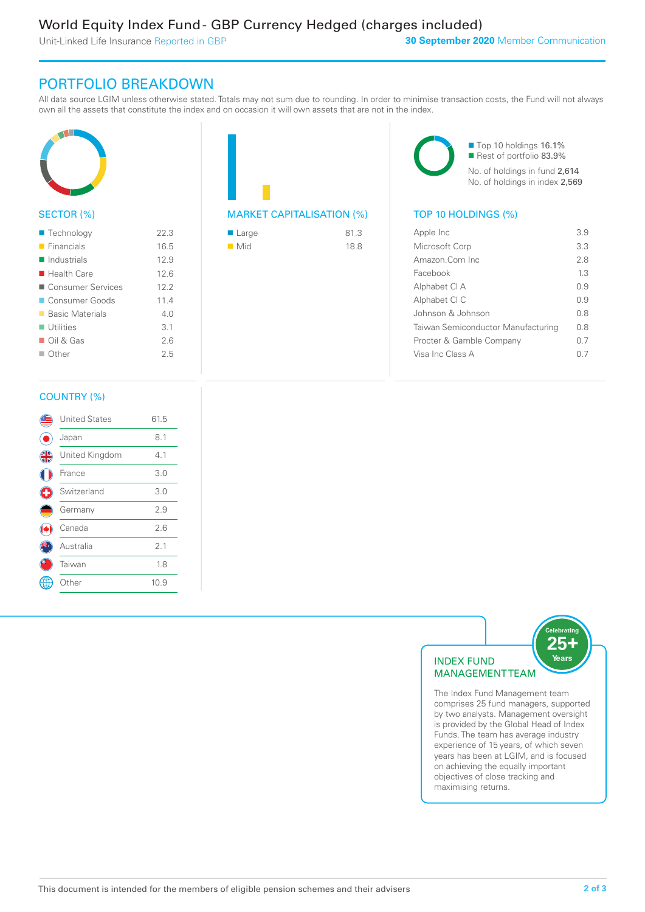# World Equity Index Fund - GBP Currency Hedged (charges included)

Unit-Linked Life Insurance Reported in GBP

**30 September 2020** Member Communication

## PORTFOLIO BREAKDOWN

All data source LGIM unless otherwise stated. Totals may not sum due to rounding. In order to minimise transaction costs, the Fund will not always own all the assets that constitute the index and on occasion it will own assets that are not in the index.

### SECTOR (%)

| Sector | % |
|---|---|
| Technology | 22.3 |
| Financials | 16.5 |
| Industrials | 12.9 |
| Health Care | 12.6 |
| Consumer Services | 12.2 |
| Consumer Goods | 11.4 |
| Basic Materials | 4.0 |
| Utilities | 3.1 |
| Oil & Gas | 2.6 |
| Other | 2.5 |

### MARKET CAPITALISATION (%)

| Market Cap | % |
|---|---|
| Large | 81.3 |
| Mid | 18.8 |

- Top 10 holdings 16.1%
- Rest of portfolio 83.9%

No. of holdings in fund 2,614

No. of holdings in index 2,569

### TOP 10 HOLDINGS (%)

| Holding | % |
|---|---|
| Apple Inc | 3.9 |
| Microsoft Corp | 3.3 |
| Amazon.Com Inc | 2.8 |
| Facebook | 1.3 |
| Alphabet Cl A | 0.9 |
| Alphabet Cl C | 0.9 |
| Johnson & Johnson | 0.8 |
| Taiwan Semiconductor Manufacturing | 0.8 |
| Procter & Gamble Company | 0.7 |
| Visa Inc Class A | 0.7 |

### COUNTRY (%)

| Country | % |
|---|---|
| United States | 61.5 |
| Japan | 8.1 |
| United Kingdom | 4.1 |
| France | 3.0 |
| Switzerland | 3.0 |
| Germany | 2.9 |
| Canada | 2.6 |
| Australia | 2.1 |
| Taiwan | 1.8 |
| Other | 10.9 |

### INDEX FUND MANAGEMENT TEAM

Celebrating 25+ Years

The Index Fund Management team comprises 25 fund managers, supported by two analysts. Management oversight is provided by the Global Head of Index Funds. The team has average industry experience of 15 years, of which seven years has been at LGIM, and is focused on achieving the equally important objectives of close tracking and maximising returns.

This document is intended for the members of eligible pension schemes and their advisers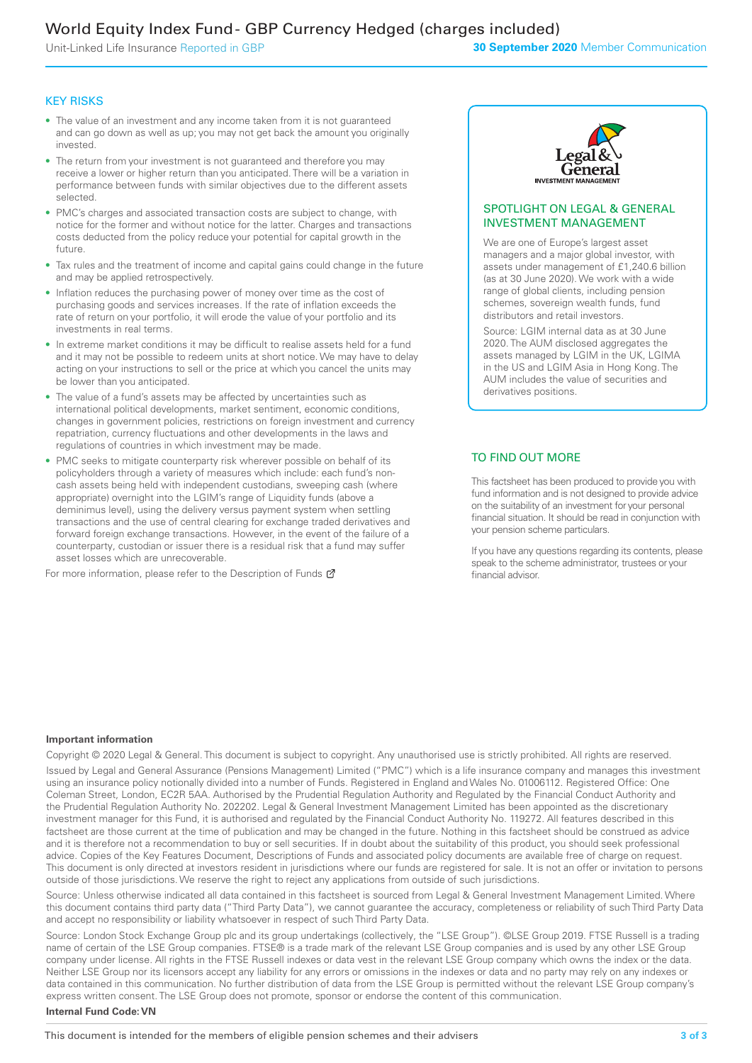## KEY RISKS

- The value of an investment and any income taken from it is not guaranteed and can go down as well as up; you may not get back the amount you originally invested.
- The return from your investment is not guaranteed and therefore you may receive a lower or higher return than you anticipated. There will be a variation in performance between funds with similar objectives due to the different assets selected.
- PMC's charges and associated transaction costs are subject to change, with notice for the former and without notice for the latter. Charges and transactions costs deducted from the policy reduce your potential for capital growth in the future.
- Tax rules and the treatment of income and capital gains could change in the future and may be applied retrospectively.
- Inflation reduces the purchasing power of money over time as the cost of purchasing goods and services increases. If the rate of inflation exceeds the rate of return on your portfolio, it will erode the value of your portfolio and its investments in real terms.
- In extreme market conditions it may be difficult to realise assets held for a fund and it may not be possible to redeem units at short notice. We may have to delay acting on your instructions to sell or the price at which you cancel the units may be lower than you anticipated.
- The value of a fund's assets may be affected by uncertainties such as international political developments, market sentiment, economic conditions, changes in government policies, restrictions on foreign investment and currency repatriation, currency fluctuations and other developments in the laws and regulations of countries in which investment may be made.
- PMC seeks to mitigate counterparty risk wherever possible on behalf of its policyholders through a variety of measures which include: each fund's non-cash assets being held with independent custodians, sweeping cash (where appropriate) overnight into the LGIM's range of Liquidity funds (above a deminimus level), using the delivery versus payment system when settling transactions and the use of central clearing for exchange traded derivatives and forward foreign exchange transactions. However, in the event of the failure of a counterparty, custodian or issuer there is a residual risk that a fund may suffer asset losses which are unrecoverable.

For more information, please refer to the Description of Funds

## SPOTLIGHT ON LEGAL & GENERAL INVESTMENT MANAGEMENT

We are one of Europe's largest asset managers and a major global investor, with assets under management of £1,240.6 billion (as at 30 June 2020). We work with a wide range of global clients, including pension schemes, sovereign wealth funds, fund distributors and retail investors.

Source: LGIM internal data as at 30 June 2020. The AUM disclosed aggregates the assets managed by LGIM in the UK, LGIMA in the US and LGIM Asia in Hong Kong. The AUM includes the value of securities and derivatives positions.

## TO FIND OUT MORE

This factsheet has been produced to provide you with fund information and is not designed to provide advice on the suitability of an investment for your personal financial situation. It should be read in conjunction with your pension scheme particulars.

If you have any questions regarding its contents, please speak to the scheme administrator, trustees or your financial advisor.

**Important information**

Copyright © 2020 Legal & General. This document is subject to copyright. Any unauthorised use is strictly prohibited. All rights are reserved.

Issued by Legal and General Assurance (Pensions Management) Limited ("PMC") which is a life insurance company and manages this investment using an insurance policy notionally divided into a number of Funds. Registered in England and Wales No. 01006112. Registered Office: One Coleman Street, London, EC2R 5AA. Authorised by the Prudential Regulation Authority and Regulated by the Financial Conduct Authority and the Prudential Regulation Authority No. 202202. Legal & General Investment Management Limited has been appointed as the discretionary investment manager for this Fund, it is authorised and regulated by the Financial Conduct Authority No. 119272. All features described in this factsheet are those current at the time of publication and may be changed in the future. Nothing in this factsheet should be construed as advice and it is therefore not a recommendation to buy or sell securities. If in doubt about the suitability of this product, you should seek professional advice. Copies of the Key Features Document, Descriptions of Funds and associated policy documents are available free of charge on request. This document is only directed at investors resident in jurisdictions where our funds are registered for sale. It is not an offer or invitation to persons outside of those jurisdictions. We reserve the right to reject any applications from outside of such jurisdictions.

Source: Unless otherwise indicated all data contained in this factsheet is sourced from Legal & General Investment Management Limited. Where this document contains third party data ("Third Party Data"), we cannot guarantee the accuracy, completeness or reliability of such Third Party Data and accept no responsibility or liability whatsoever in respect of such Third Party Data.

Source: London Stock Exchange Group plc and its group undertakings (collectively, the "LSE Group"). ©LSE Group 2019. FTSE Russell is a trading name of certain of the LSE Group companies. FTSE® is a trade mark of the relevant LSE Group companies and is used by any other LSE Group company under license. All rights in the FTSE Russell indexes or data vest in the relevant LSE Group company which owns the index or the data. Neither LSE Group nor its licensors accept any liability for any errors or omissions in the indexes or data and no party may rely on any indexes or data contained in this communication. No further distribution of data from the LSE Group is permitted without the relevant LSE Group company's express written consent. The LSE Group does not promote, sponsor or endorse the content of this communication.

**Internal Fund Code: VN**

This document is intended for the members of eligible pension schemes and their advisers